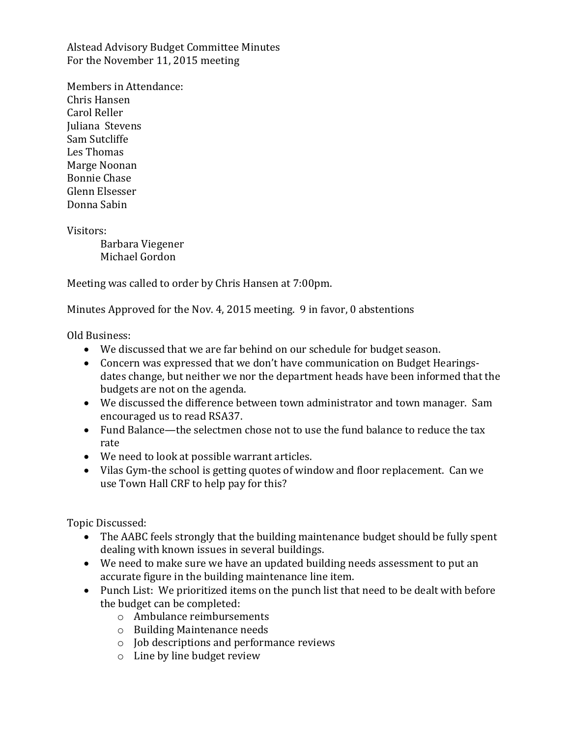Alstead Advisory Budget Committee Minutes
For the November 11, 2015 meeting

Members in Attendance:
Chris Hansen
Carol Reller
Juliana Stevens
Sam Sutcliffe
Les Thomas
Marge Noonan
Bonnie Chase
Glenn Elsesser
Donna Sabin

Visitors:
Barbara Viegener
Michael Gordon

Meeting was called to order by Chris Hansen at 7:00pm.

Minutes Approved for the Nov. 4, 2015 meeting. 9 in favor, 0 abstentions

Old Business:

- We discussed that we are far behind on our schedule for budget season.
- Concern was expressed that we don't have communication on Budget Hearings-dates change, but neither we nor the department heads have been informed that the budgets are not on the agenda.
- We discussed the difference between town administrator and town manager. Sam encouraged us to read RSA37.
- Fund Balance—the selectmen chose not to use the fund balance to reduce the tax rate
- We need to look at possible warrant articles.
- Vilas Gym-the school is getting quotes of window and floor replacement. Can we use Town Hall CRF to help pay for this?

Topic Discussed:

- The AABC feels strongly that the building maintenance budget should be fully spent dealing with known issues in several buildings.
- We need to make sure we have an updated building needs assessment to put an accurate figure in the building maintenance line item.
- Punch List: We prioritized items on the punch list that need to be dealt with before the budget can be completed:
  - Ambulance reimbursements
  - Building Maintenance needs
  - Job descriptions and performance reviews
  - Line by line budget review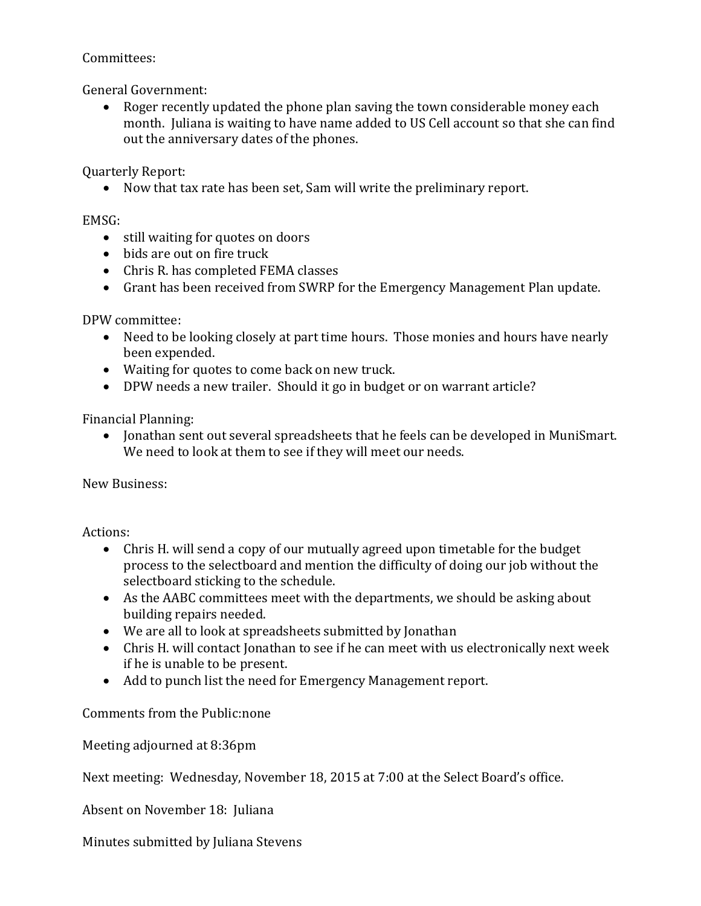Committees:

General Government:

- Roger recently updated the phone plan saving the town considerable money each month. Juliana is waiting to have name added to US Cell account so that she can find out the anniversary dates of the phones.

Quarterly Report:

- Now that tax rate has been set, Sam will write the preliminary report.

EMSG:

- still waiting for quotes on doors
- bids are out on fire truck
- Chris R. has completed FEMA classes
- Grant has been received from SWRP for the Emergency Management Plan update.

DPW committee:

- Need to be looking closely at part time hours. Those monies and hours have nearly been expended.
- Waiting for quotes to come back on new truck.
- DPW needs a new trailer. Should it go in budget or on warrant article?

Financial Planning:

- Jonathan sent out several spreadsheets that he feels can be developed in MuniSmart. We need to look at them to see if they will meet our needs.

New Business:

Actions:

- Chris H. will send a copy of our mutually agreed upon timetable for the budget process to the selectboard and mention the difficulty of doing our job without the selectboard sticking to the schedule.
- As the AABC committees meet with the departments, we should be asking about building repairs needed.
- We are all to look at spreadsheets submitted by Jonathan
- Chris H. will contact Jonathan to see if he can meet with us electronically next week if he is unable to be present.
- Add to punch list the need for Emergency Management report.

Comments from the Public:none

Meeting adjourned at 8:36pm

Next meeting: Wednesday, November 18, 2015 at 7:00 at the Select Board's office.

Absent on November 18: Juliana

Minutes submitted by Juliana Stevens